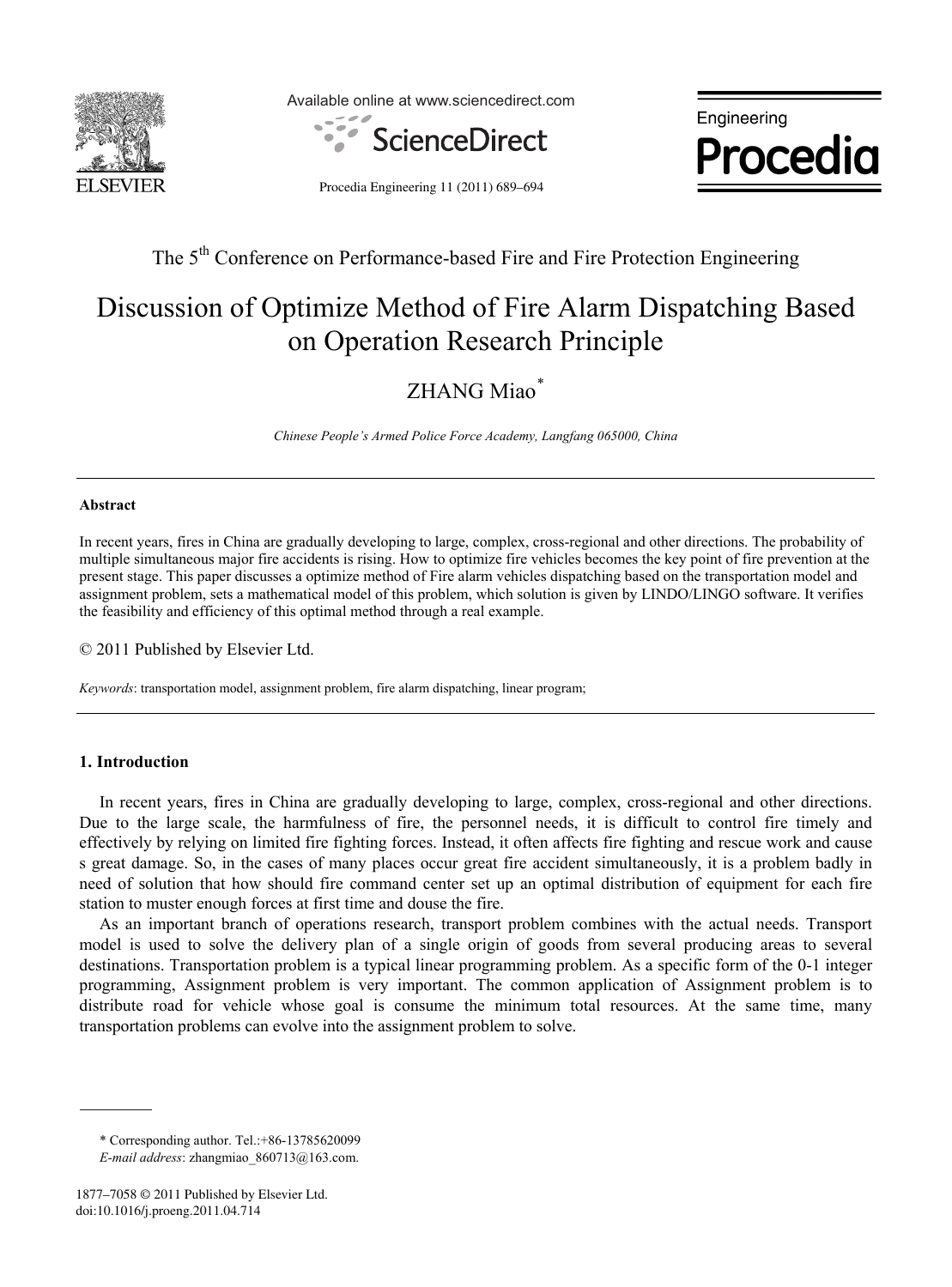The 5th Conference on Performance-based Fire and Fire Protection Engineering

# Discussion of Optimize Method of Fire Alarm Dispatching Based on Operation Research Principle

ZHANG Miao*

*Chinese People's Armed Police Force Academy, Langfang 065000, China*

---

**Abstract**

In recent years, fires in China are gradually developing to large, complex, cross-regional and other directions. The probability of multiple simultaneous major fire accidents is rising. How to optimize fire vehicles becomes the key point of fire prevention at the present stage. This paper discusses a optimize method of Fire alarm vehicles dispatching based on the transportation model and assignment problem, sets a mathematical model of this problem, which solution is given by LINDO/LINGO software. It verifies the feasibility and efficiency of this optimal method through a real example.

© 2011 Published by Elsevier Ltd.

*Keywords*: transportation model, assignment problem, fire alarm dispatching, linear program;

---

## 1. Introduction

In recent years, fires in China are gradually developing to large, complex, cross-regional and other directions. Due to the large scale, the harmfulness of fire, the personnel needs, it is difficult to control fire timely and effectively by relying on limited fire fighting forces. Instead, it often affects fire fighting and rescue work and cause s great damage. So, in the cases of many places occur great fire accident simultaneously, it is a problem badly in need of solution that how should fire command center set up an optimal distribution of equipment for each fire station to muster enough forces at first time and douse the fire.

As an important branch of operations research, transport problem combines with the actual needs. Transport model is used to solve the delivery plan of a single origin of goods from several producing areas to several destinations. Transportation problem is a typical linear programming problem. As a specific form of the 0-1 integer programming, Assignment problem is very important. The common application of Assignment problem is to distribute road for vehicle whose goal is consume the minimum total resources. At the same time, many transportation problems can evolve into the assignment problem to solve.

---

\* Corresponding author. Tel.:+86-13785620099
*E-mail address*: zhangmiao_860713@163.com.

1877–7058 © 2011 Published by Elsevier Ltd.
doi:10.1016/j.proeng.2011.04.714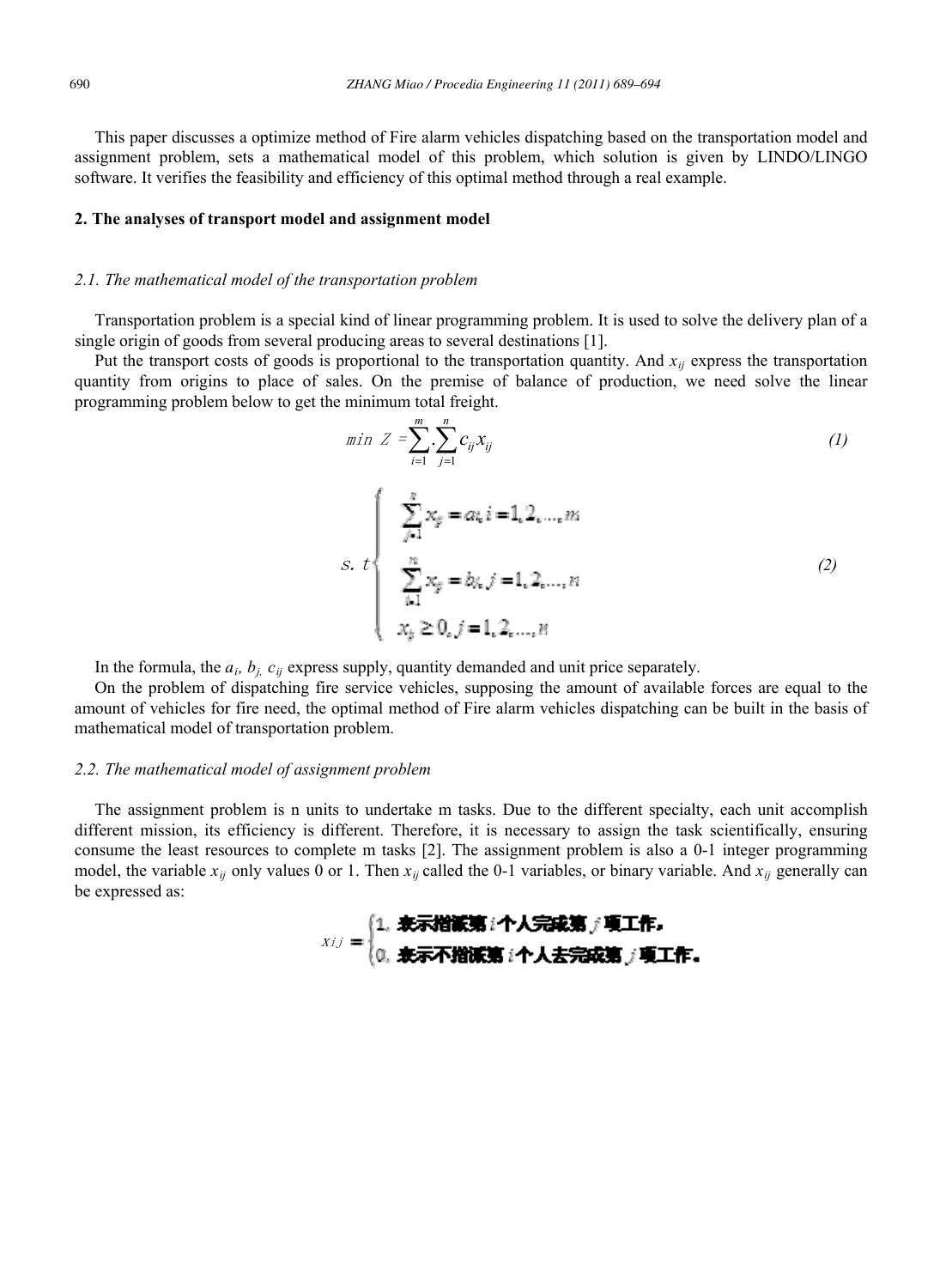This paper discusses a optimize method of Fire alarm vehicles dispatching based on the transportation model and assignment problem, sets a mathematical model of this problem, which solution is given by LINDO/LINGO software. It verifies the feasibility and efficiency of this optimal method through a real example.

## 2. The analyses of transport model and assignment model

### *2.1. The mathematical model of the transportation problem*

Transportation problem is a special kind of linear programming problem. It is used to solve the delivery plan of a single origin of goods from several producing areas to several destinations [1].

Put the transport costs of goods is proportional to the transportation quantity. And $x_{ij}$ express the transportation quantity from origins to place of sales. On the premise of balance of production, we need solve the linear programming problem below to get the minimum total freight.

$$min\ Z = \sum_{i=1}^{m} \cdot \sum_{j=1}^{n} c_{ij} x_{ij} \tag{1}$$

$$s.t \begin{cases} \sum_{j=1}^{n} x_{ij} = a_i, i = 1, 2, \ldots, m \\ \sum_{i=1}^{m} x_{ij} = b_j, j = 1, 2, \ldots, n \\ x_{ij} \geq 0, j = 1, 2, \ldots, n \end{cases} \tag{2}$$

In the formula, the $a_i$, $b_j$, $c_{ij}$ express supply, quantity demanded and unit price separately.

On the problem of dispatching fire service vehicles, supposing the amount of available forces are equal to the amount of vehicles for fire need, the optimal method of Fire alarm vehicles dispatching can be built in the basis of mathematical model of transportation problem.

### *2.2. The mathematical model of assignment problem*

The assignment problem is n units to undertake m tasks. Due to the different specialty, each unit accomplish different mission, its efficiency is different. Therefore, it is necessary to assign the task scientifically, ensuring consume the least resources to complete m tasks [2]. The assignment problem is also a 0-1 integer programming model, the variable $x_{ij}$ only values 0 or 1. Then $x_{ij}$ called the 0-1 variables, or binary variable. And $x_{ij}$ generally can be expressed as:

$$x_{ij} = \begin{cases} 1, \text{表示指派第 } i \text{ 个人完成第 } j \text{ 项工作。} \\ 0, \text{表示不指派第 } i \text{ 个人去完成第 } j \text{ 项工作。} \end{cases}$$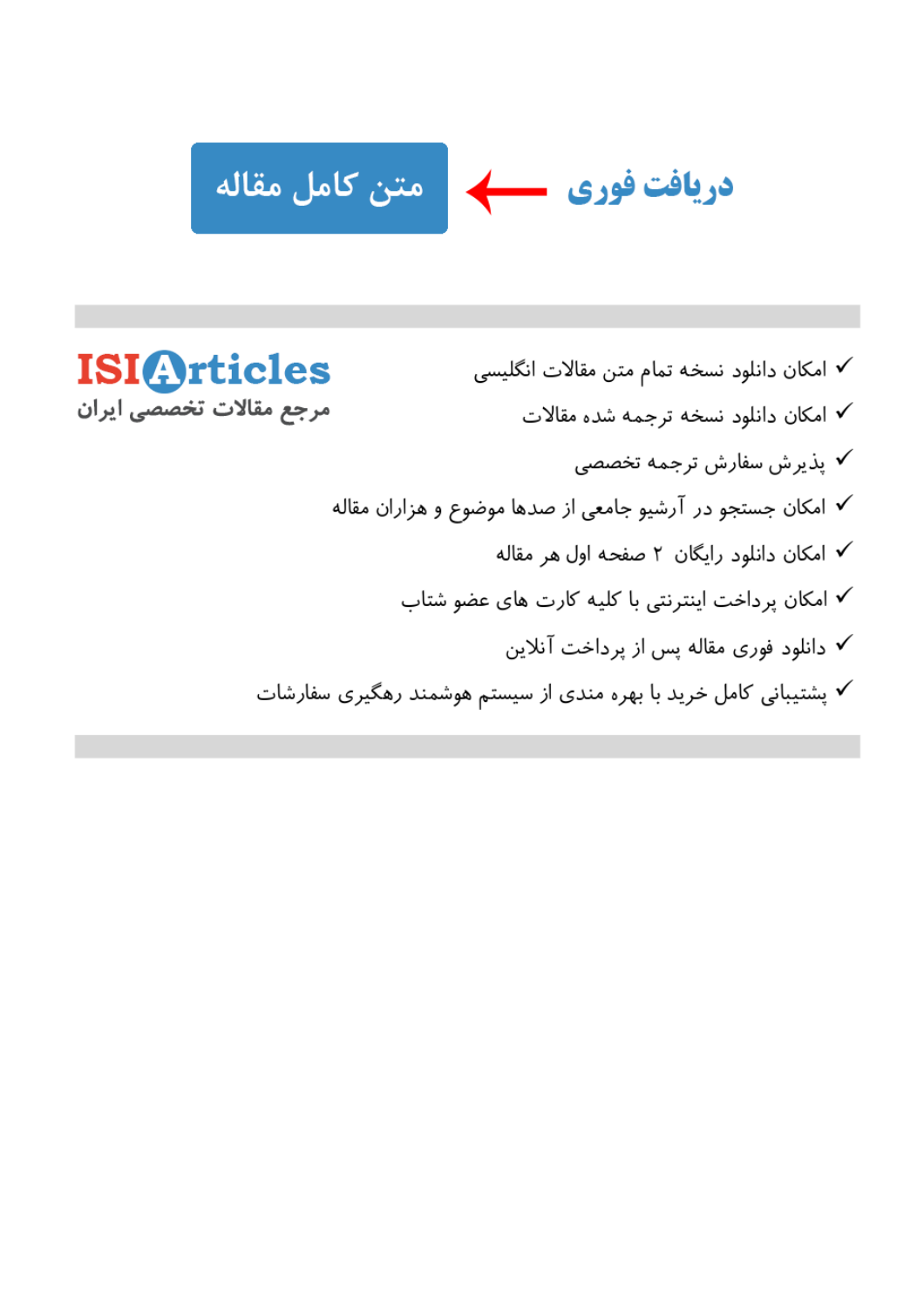دریافت فوری ← **متن کامل مقاله**

**ISIArticles**
مرجع مقالات تخصصی ایران

- ✓ امکان دانلود نسخه تمام متن مقالات انگلیسی
- ✓ امکان دانلود نسخه ترجمه شده مقالات
- ✓ پذیرش سفارش ترجمه تخصصی
- ✓ امکان جستجو در آرشیو جامعی از صدها موضوع و هزاران مقاله
- ✓ امکان دانلود رایگان ۲ صفحه اول هر مقاله
- ✓ امکان پرداخت اینترنتی با کلیه کارت های عضو شتاب
- ✓ دانلود فوری مقاله پس از پرداخت آنلاین
- ✓ پشتیبانی کامل خرید با بهره مندی از سیستم هوشمند رهگیری سفارشات